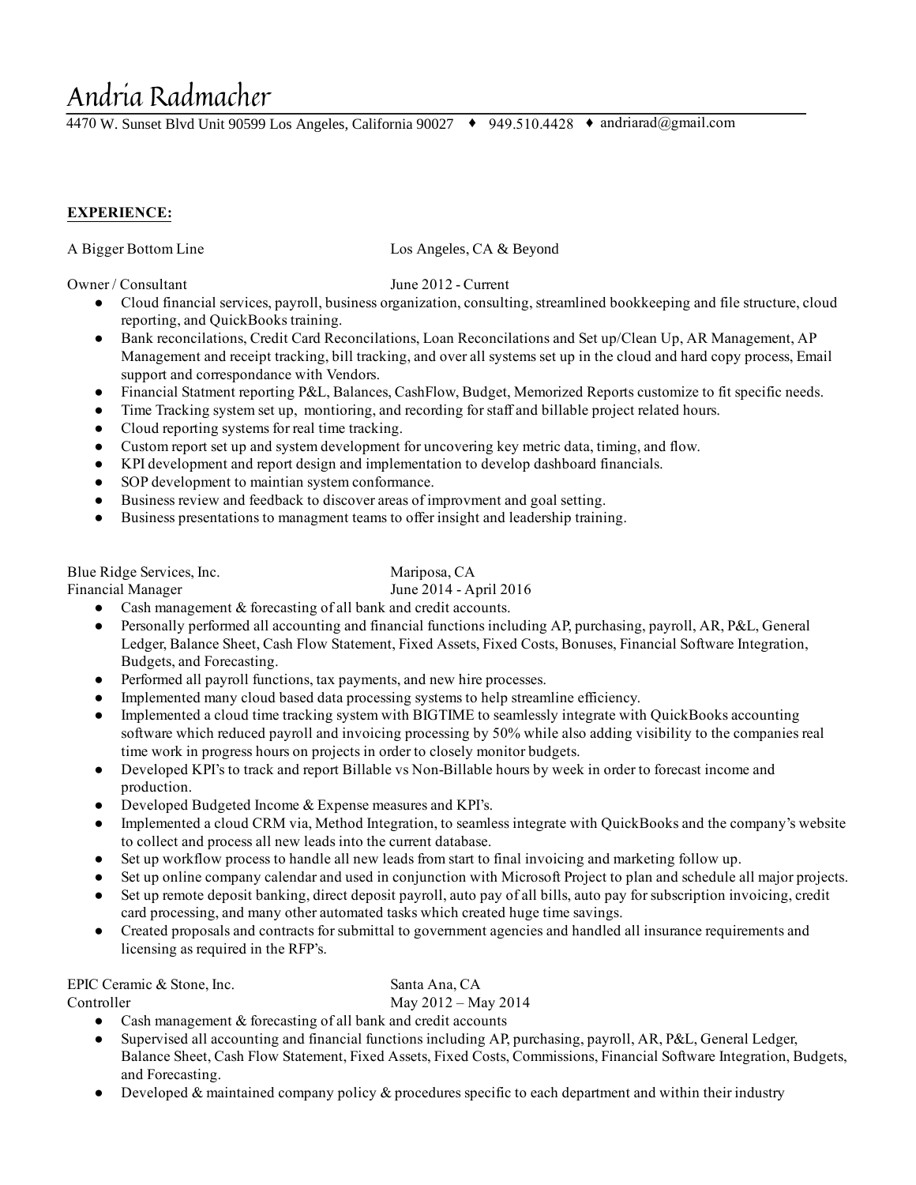# Andria Radmacher

4470 W. Sunset Blvd Unit 90599 Los Angeles, California 90027 ♦ 949.510.4428 ♦ andriarad@gmail.com

## EXPERIENCE:

A Bigger Bottom Line Los Angeles, CA & Beyond

Owner / Consultant June 2012 - Current

- Cloud financial services, payroll, business organization, consulting, streamlined bookkeeping and file structure, cloud reporting, and QuickBooks training.
- Bank reconcilations, Credit Card Reconcilations, Loan Reconcilations and Set up/Clean Up, AR Management, AP Management and receipt tracking, bill tracking, and over all systems set up in the cloud and hard copy process, Email support and correspondance with Vendors.
- Financial Statment reporting P&L, Balances, CashFlow, Budget, Memorized Reports customize to fit specific needs.
- Time Tracking system set up, montioring, and recording for staff and billable project related hours.
- Cloud reporting systems for real time tracking.
- Custom report set up and system development for uncovering key metric data, timing, and flow.
- KPI development and report design and implementation to develop dashboard financials.
- SOP development to maintian system conformance.
- Business review and feedback to discover areas of improvment and goal setting.
- Business presentations to managment teams to offer insight and leadership training.

Blue Ridge Services, Inc. Mariposa, CA
Financial Manager June 2014 - April 2016

- Cash management & forecasting of all bank and credit accounts.
- Personally performed all accounting and financial functions including AP, purchasing, payroll, AR, P&L, General Ledger, Balance Sheet, Cash Flow Statement, Fixed Assets, Fixed Costs, Bonuses, Financial Software Integration, Budgets, and Forecasting.
- Performed all payroll functions, tax payments, and new hire processes.
- Implemented many cloud based data processing systems to help streamline efficiency.
- Implemented a cloud time tracking system with BIGTIME to seamlessly integrate with QuickBooks accounting software which reduced payroll and invoicing processing by 50% while also adding visibility to the companies real time work in progress hours on projects in order to closely monitor budgets.
- Developed KPI's to track and report Billable vs Non-Billable hours by week in order to forecast income and production.
- Developed Budgeted Income & Expense measures and KPI's.
- Implemented a cloud CRM via, Method Integration, to seamless integrate with QuickBooks and the company's website to collect and process all new leads into the current database.
- Set up workflow process to handle all new leads from start to final invoicing and marketing follow up.
- Set up online company calendar and used in conjunction with Microsoft Project to plan and schedule all major projects.
- Set up remote deposit banking, direct deposit payroll, auto pay of all bills, auto pay for subscription invoicing, credit card processing, and many other automated tasks which created huge time savings.
- Created proposals and contracts for submittal to government agencies and handled all insurance requirements and licensing as required in the RFP's.

EPIC Ceramic & Stone, Inc. Santa Ana, CA
Controller May 2012 – May 2014

- Cash management & forecasting of all bank and credit accounts
- Supervised all accounting and financial functions including AP, purchasing, payroll, AR, P&L, General Ledger, Balance Sheet, Cash Flow Statement, Fixed Assets, Fixed Costs, Commissions, Financial Software Integration, Budgets, and Forecasting.
- Developed & maintained company policy & procedures specific to each department and within their industry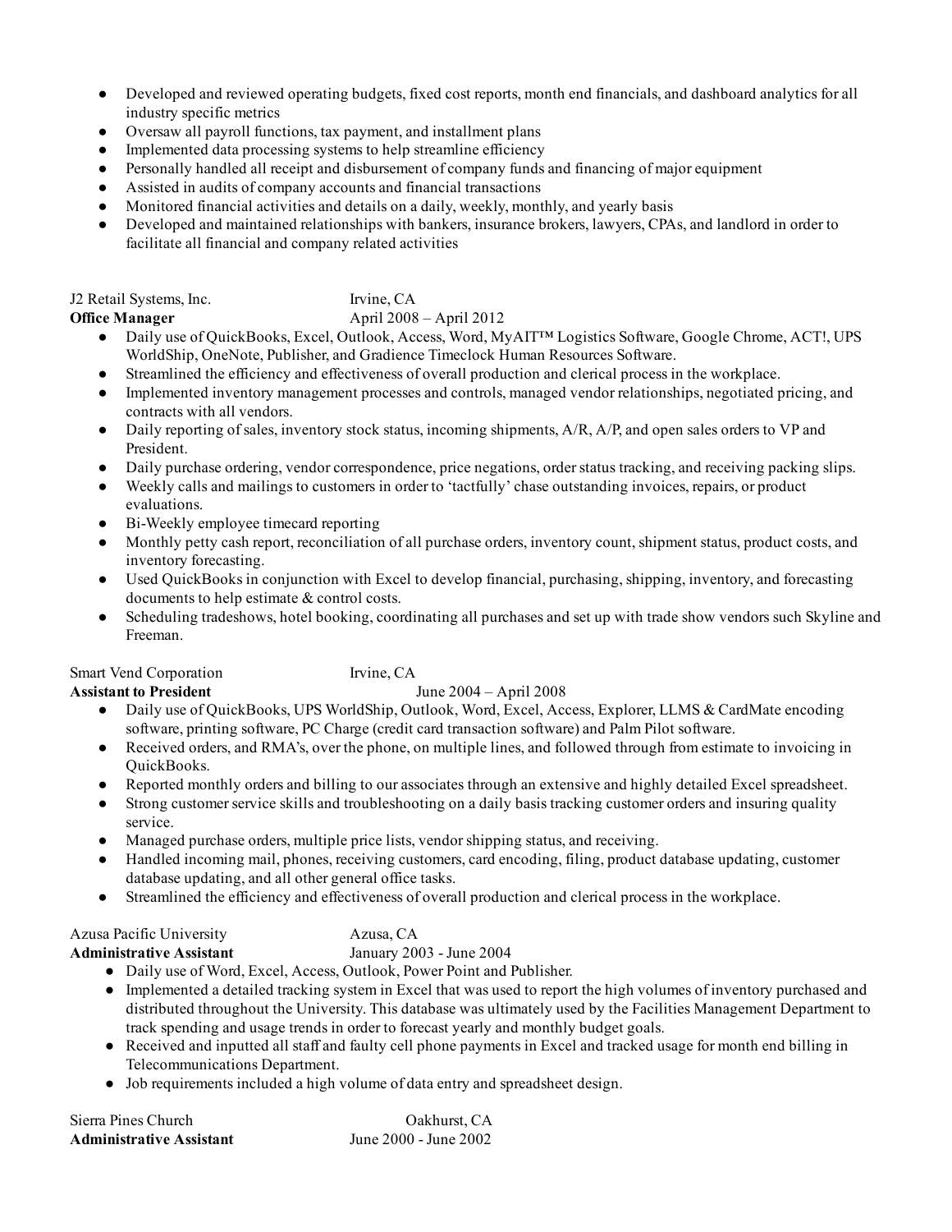- Developed and reviewed operating budgets, fixed cost reports, month end financials, and dashboard analytics for all industry specific metrics
- Oversaw all payroll functions, tax payment, and installment plans
- Implemented data processing systems to help streamline efficiency
- Personally handled all receipt and disbursement of company funds and financing of major equipment
- Assisted in audits of company accounts and financial transactions
- Monitored financial activities and details on a daily, weekly, monthly, and yearly basis
- Developed and maintained relationships with bankers, insurance brokers, lawyers, CPAs, and landlord in order to facilitate all financial and company related activities

J2 Retail Systems, Inc. Irvine, CA
**Office Manager** April 2008 – April 2012

- Daily use of QuickBooks, Excel, Outlook, Access, Word, MyAIT™ Logistics Software, Google Chrome, ACT!, UPS WorldShip, OneNote, Publisher, and Gradience Timeclock Human Resources Software.
- Streamlined the efficiency and effectiveness of overall production and clerical process in the workplace.
- Implemented inventory management processes and controls, managed vendor relationships, negotiated pricing, and contracts with all vendors.
- Daily reporting of sales, inventory stock status, incoming shipments, A/R, A/P, and open sales orders to VP and President.
- Daily purchase ordering, vendor correspondence, price negations, order status tracking, and receiving packing slips.
- Weekly calls and mailings to customers in order to 'tactfully' chase outstanding invoices, repairs, or product evaluations.
- Bi-Weekly employee timecard reporting
- Monthly petty cash report, reconciliation of all purchase orders, inventory count, shipment status, product costs, and inventory forecasting.
- Used QuickBooks in conjunction with Excel to develop financial, purchasing, shipping, inventory, and forecasting documents to help estimate & control costs.
- Scheduling tradeshows, hotel booking, coordinating all purchases and set up with trade show vendors such Skyline and Freeman.

Smart Vend Corporation Irvine, CA
**Assistant to President** June 2004 – April 2008

- Daily use of QuickBooks, UPS WorldShip, Outlook, Word, Excel, Access, Explorer, LLMS & CardMate encoding software, printing software, PC Charge (credit card transaction software) and Palm Pilot software.
- Received orders, and RMA's, over the phone, on multiple lines, and followed through from estimate to invoicing in QuickBooks.
- Reported monthly orders and billing to our associates through an extensive and highly detailed Excel spreadsheet.
- Strong customer service skills and troubleshooting on a daily basis tracking customer orders and insuring quality service.
- Managed purchase orders, multiple price lists, vendor shipping status, and receiving.
- Handled incoming mail, phones, receiving customers, card encoding, filing, product database updating, customer database updating, and all other general office tasks.
- Streamlined the efficiency and effectiveness of overall production and clerical process in the workplace.

Azusa Pacific University Azusa, CA
**Administrative Assistant** January 2003 - June 2004

- Daily use of Word, Excel, Access, Outlook, Power Point and Publisher.
- Implemented a detailed tracking system in Excel that was used to report the high volumes of inventory purchased and distributed throughout the University. This database was ultimately used by the Facilities Management Department to track spending and usage trends in order to forecast yearly and monthly budget goals.
- Received and inputted all staff and faulty cell phone payments in Excel and tracked usage for month end billing in Telecommunications Department.
- Job requirements included a high volume of data entry and spreadsheet design.

Sierra Pines Church Oakhurst, CA
**Administrative Assistant** June 2000 - June 2002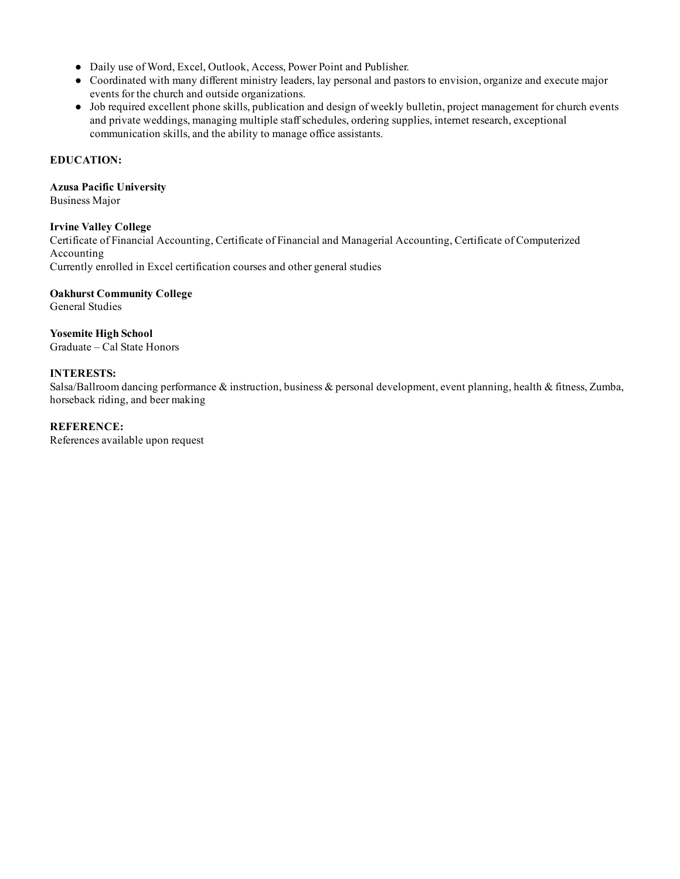- Daily use of Word, Excel, Outlook, Access, Power Point and Publisher.
- Coordinated with many different ministry leaders, lay personal and pastors to envision, organize and execute major events for the church and outside organizations.
- Job required excellent phone skills, publication and design of weekly bulletin, project management for church events and private weddings, managing multiple staff schedules, ordering supplies, internet research, exceptional communication skills, and the ability to manage office assistants.

**EDUCATION:**

**Azusa Pacific University**
Business Major

**Irvine Valley College**
Certificate of Financial Accounting, Certificate of Financial and Managerial Accounting, Certificate of Computerized Accounting
Currently enrolled in Excel certification courses and other general studies

**Oakhurst Community College**
General Studies

**Yosemite High School**
Graduate – Cal State Honors

**INTERESTS:**
Salsa/Ballroom dancing performance & instruction, business & personal development, event planning, health & fitness, Zumba, horseback riding, and beer making

**REFERENCE:**
References available upon request